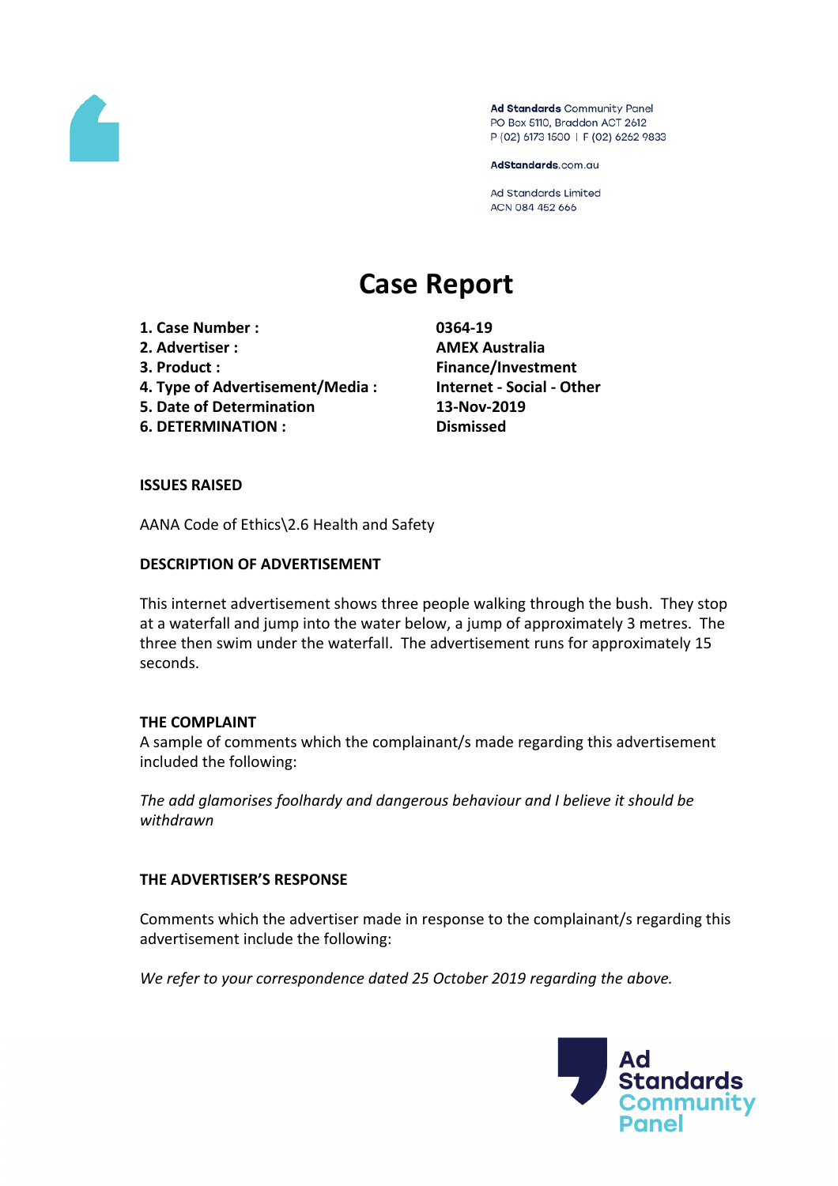Ad Standards Community Panel
PO Box 5110, Braddon ACT 2612
P (02) 6173 1500 | F (02) 6262 9833

AdStandards.com.au

Ad Standards Limited
ACN 084 452 666

# Case Report

| | |
|---|---|
| **1. Case Number :** | **0364-19** |
| **2. Advertiser :** | **AMEX Australia** |
| **3. Product :** | **Finance/Investment** |
| **4. Type of Advertisement/Media :** | **Internet - Social - Other** |
| **5. Date of Determination** | **13-Nov-2019** |
| **6. DETERMINATION :** | **Dismissed** |

### ISSUES RAISED

AANA Code of Ethics\2.6 Health and Safety

### DESCRIPTION OF ADVERTISEMENT

This internet advertisement shows three people walking through the bush. They stop at a waterfall and jump into the water below, a jump of approximately 3 metres. The three then swim under the waterfall. The advertisement runs for approximately 15 seconds.

### THE COMPLAINT

A sample of comments which the complainant/s made regarding this advertisement included the following:

*The add glamorises foolhardy and dangerous behaviour and I believe it should be withdrawn*

### THE ADVERTISER'S RESPONSE

Comments which the advertiser made in response to the complainant/s regarding this advertisement include the following:

*We refer to your correspondence dated 25 October 2019 regarding the above.*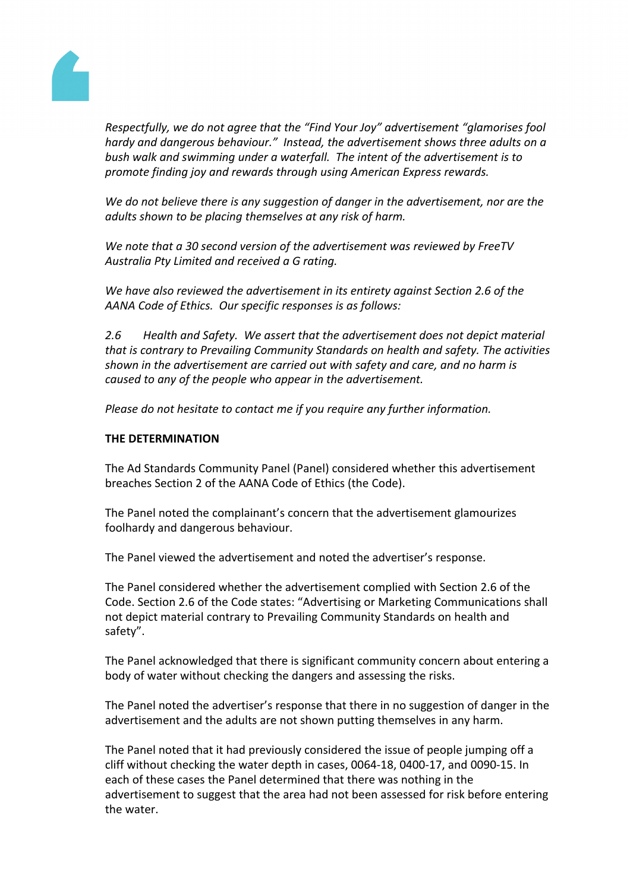*Respectfully, we do not agree that the "Find Your Joy" advertisement "glamorises fool hardy and dangerous behaviour." Instead, the advertisement shows three adults on a bush walk and swimming under a waterfall. The intent of the advertisement is to promote finding joy and rewards through using American Express rewards.*

*We do not believe there is any suggestion of danger in the advertisement, nor are the adults shown to be placing themselves at any risk of harm.*

*We note that a 30 second version of the advertisement was reviewed by FreeTV Australia Pty Limited and received a G rating.*

*We have also reviewed the advertisement in its entirety against Section 2.6 of the AANA Code of Ethics. Our specific responses is as follows:*

*2.6 Health and Safety. We assert that the advertisement does not depict material that is contrary to Prevailing Community Standards on health and safety. The activities shown in the advertisement are carried out with safety and care, and no harm is caused to any of the people who appear in the advertisement.*

*Please do not hesitate to contact me if you require any further information.*

**THE DETERMINATION**

The Ad Standards Community Panel (Panel) considered whether this advertisement breaches Section 2 of the AANA Code of Ethics (the Code).

The Panel noted the complainant's concern that the advertisement glamorizes foolhardy and dangerous behaviour.

The Panel viewed the advertisement and noted the advertiser's response.

The Panel considered whether the advertisement complied with Section 2.6 of the Code. Section 2.6 of the Code states: "Advertising or Marketing Communications shall not depict material contrary to Prevailing Community Standards on health and safety".

The Panel acknowledged that there is significant community concern about entering a body of water without checking the dangers and assessing the risks.

The Panel noted the advertiser's response that there in no suggestion of danger in the advertisement and the adults are not shown putting themselves in any harm.

The Panel noted that it had previously considered the issue of people jumping off a cliff without checking the water depth in cases, 0064-18, 0400-17, and 0090-15. In each of these cases the Panel determined that there was nothing in the advertisement to suggest that the area had not been assessed for risk before entering the water.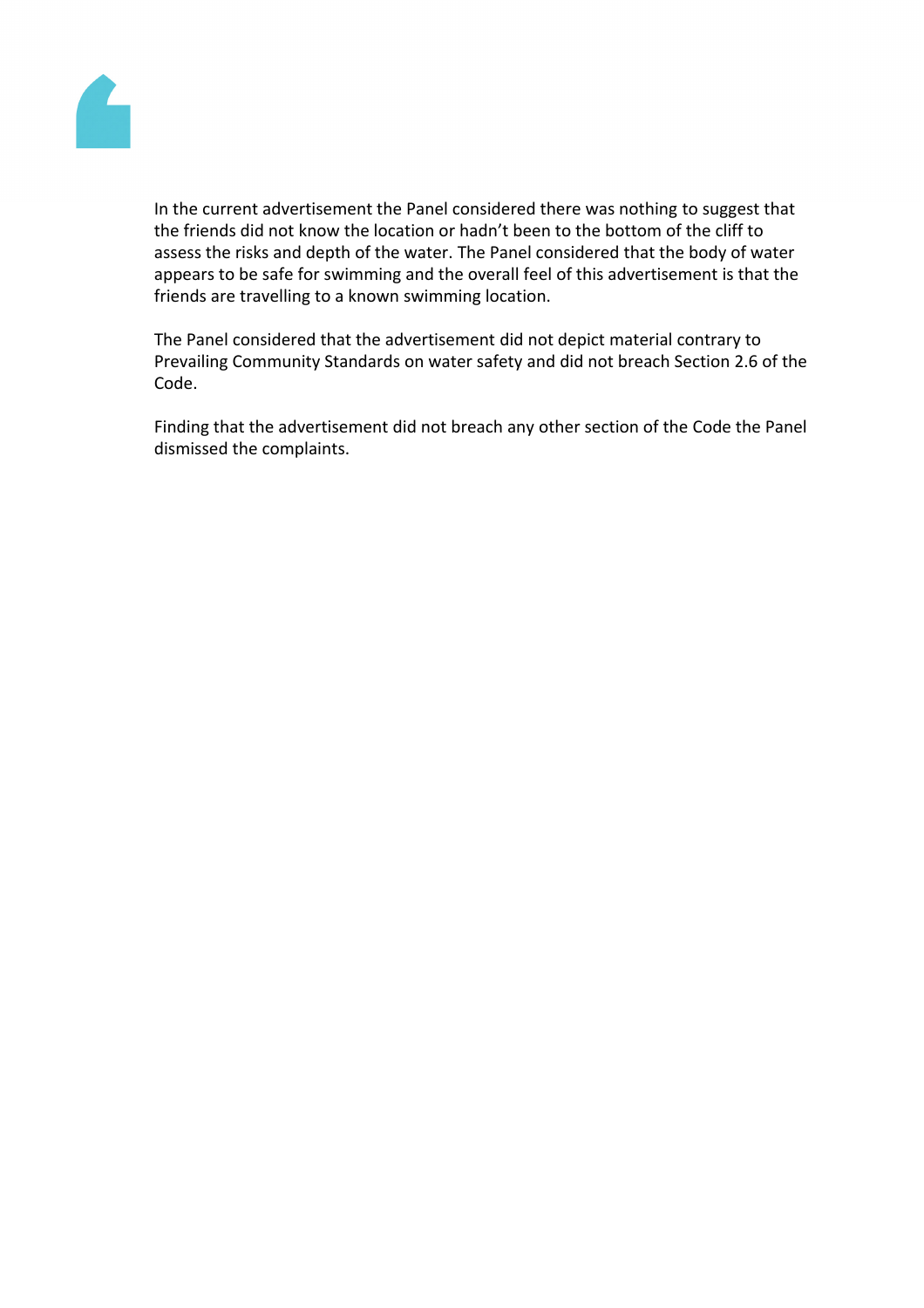In the current advertisement the Panel considered there was nothing to suggest that the friends did not know the location or hadn't been to the bottom of the cliff to assess the risks and depth of the water. The Panel considered that the body of water appears to be safe for swimming and the overall feel of this advertisement is that the friends are travelling to a known swimming location.

The Panel considered that the advertisement did not depict material contrary to Prevailing Community Standards on water safety and did not breach Section 2.6 of the Code.

Finding that the advertisement did not breach any other section of the Code the Panel dismissed the complaints.